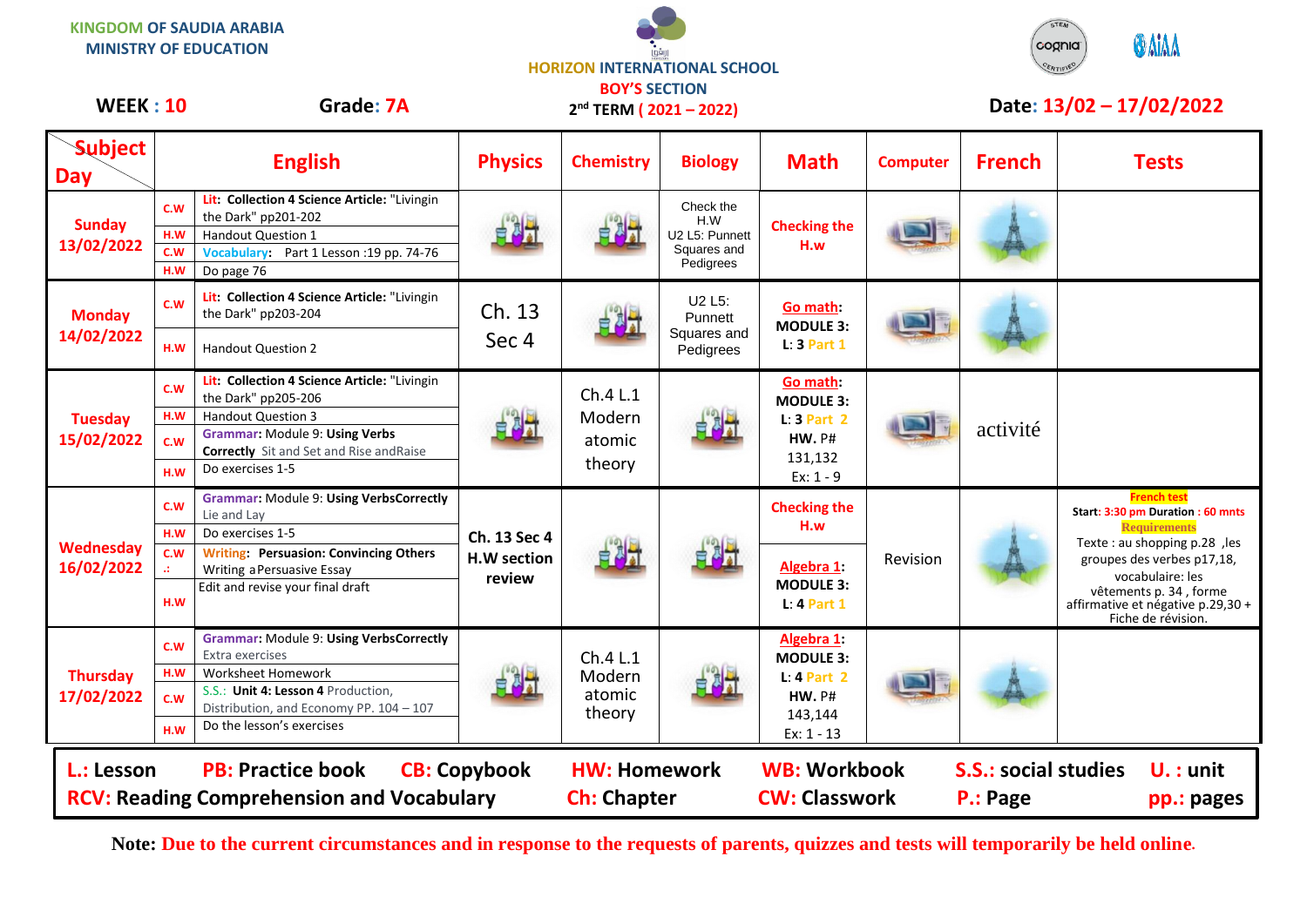KINGDOM OF SAUDIA ARABIA
MINISTRY OF EDUCATION

HORIZON INTERNATIONAL SCHOOL
BOY'S SECTION
2nd TERM ( 2021 – 2022)

**WEEK : 10** **Grade: 7A** **Date: 13/02 – 17/02/2022**

| Subject / Day | English | | Physics | Chemistry | Biology | Math | Computer | French | Tests |
|---|---|---|---|---|---|---|---|---|---|
| **Sunday 13/02/2022** | C.W | **Lit: Collection 4 Science Article:** "Livingin the Dark" pp201-202 | | | Check the H.W U2 L5: Punnett Squares and Pedigrees | **Checking the H.w** | | | |
| | H.W | Handout Question 1 | | | | | | | |
| | C.W | **Vocabulary:** Part 1 Lesson :19 pp. 74-76 | | | | | | | |
| | H.W | Do page 76 | | | | | | | |
| **Monday 14/02/2022** | C.W | **Lit: Collection 4 Science Article:** "Livingin the Dark" pp203-204 | Ch. 13 Sec 4 | | U2 L5: Punnett Squares and Pedigrees | **Go math: MODULE 3: L: 3 Part 1** | | | |
| | H.W | Handout Question 2 | | | | | | | |
| **Tuesday 15/02/2022** | C.W | **Lit: Collection 4 Science Article:** "Livingin the Dark" pp205-206 | | Ch.4 L.1 Modern atomic theory | | **Go math: MODULE 3: L: 3 Part 2 HW. P#** 131,132 Ex: 1 - 9 | | activité | |
| | H.W | Handout Question 3 | | | | | | | |
| | C.W | **Grammar: Module 9: Using Verbs Correctly** Sit and Set and Rise andRaise | | | | | | | |
| | H.W | Do exercises 1-5 | | | | | | | |
| **Wednesday 16/02/2022** | C.W | **Grammar:** Module 9: **Using VerbsCorrectly** Lie and Lay | **Ch. 13 Sec 4 H.W section review** | | | **Checking the H.w** | Revision | | **French test** **Start: 3:30 pm Duration : 60 mnts** **Requirements** Texte : au shopping p.28 ,les groupes des verbes p17,18, vocabulaire: les vêtements p. 34 , forme affirmative et négative p.29,30 + Fiche de révision. |
| | H.W | Do exercises 1-5 | | | | | | | |
| | C.W .: | **Writing: Persuasion: Convincing Others** Writing aPersuasive Essay | | | | **Algebra 1: MODULE 3: L: 4 Part 1** | | | |
| | H.W | Edit and revise your final draft | | | | | | | |
| **Thursday 17/02/2022** | C.W | **Grammar:** Module 9: **Using VerbsCorrectly** Extra exercises | | Ch.4 L.1 Modern atomic theory | | **Algebra 1: MODULE 3: L: 4 Part 2 HW. P#** 143,144 Ex: 1 - 13 | | | |
| | H.W | Worksheet Homework | | | | | | | |
| | C.W | S.S.: **Unit 4: Lesson 4** Production, Distribution, and Economy PP. 104 – 107 | | | | | | | |
| | H.W | Do the lesson's exercises | | | | | | | |

**L.: Lesson** **PB: Practice book** **CB: Copybook** **HW: Homework** **WB: Workbook** **S.S.: social studies** **U. : unit**
**RCV: Reading Comprehension and Vocabulary** **Ch: Chapter** **CW: Classwork** **P.: Page** **pp.: pages**

**Note: Due to the current circumstances and in response to the requests of parents, quizzes and tests will temporarily be held online.**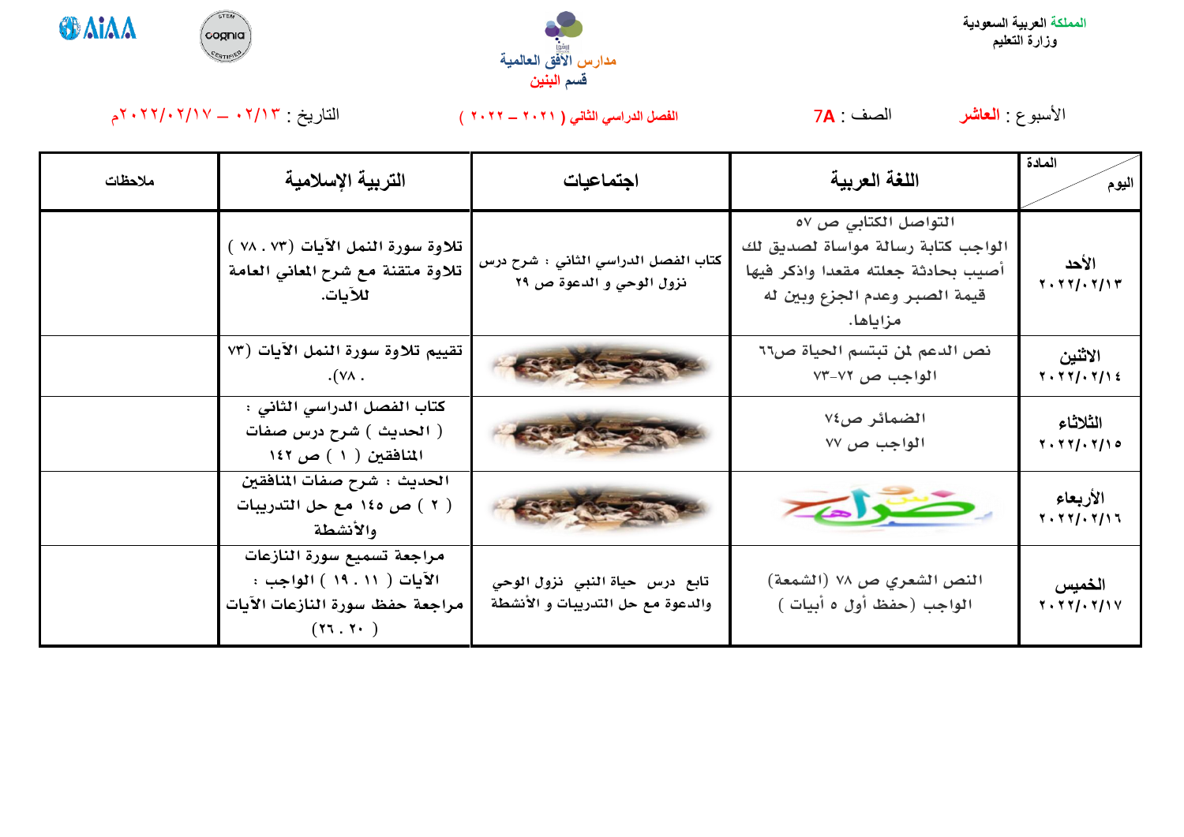المملكة العربية السعودية
وزارة التعليم

مدارس الأفق العالمية
قسم البنين

الأسبوع : العاشر　　الصف : 7A　　الفصل الدراسي الثاني ( ٢٠٢١ – ٢٠٢٢ )　　التاريخ : ٠٢/١٣ – ٢٠٢٢/٠٢/١٧م

| اليوم / المادة | اللغة العربية | اجتماعيات | التربية الإسلامية | ملاحظات |
|---|---|---|---|---|
| الأحد ٢٠٢٢/٠٢/١٣ | التواصل الكتابي ص ٥٧ الواجب كتابة رسالة مواساة لصديق لك أصيب بحادثة جعلته مقعدا واذكر فيها قيمة الصبر وعدم الجزع وبين له مزاياها. | كتاب الفصل الدراسي الثاني : شرح درس نزول الوحي و الدعوة ص ٢٩ | تلاوة سورة النمل الآيات (٧٣ . ٧٨ ) تلاوة متقنة مع شرح المعاني العامة للآيات. | |
| الاثنين ٢٠٢٢/٠٢/١٤ | نص الدعم لمن تبتسم الحياة ص٦٦ الواجب ص ٧٢-٧٣ | | تقييم تلاوة سورة النمل الآيات (٧٣ . ٧٨). | |
| الثلاثاء ٢٠٢٢/٠٢/١٥ | الضمائر ص٧٤ الواجب ص ٧٧ | | كتاب الفصل الدراسي الثاني : ( الحديث ) شرح درس صفات المنافقين ( ١ ) ص ١٤٢ | |
| الأربعاء ٢٠٢٢/٠٢/١٦ | | | الحديث : شرح صفات المنافقين ( ٢ ) ص ١٤٥ مع حل التدريبات والأنشطة | |
| الخميس ٢٠٢٢/٠٢/١٧ | النص الشعري ص ٧٨ (الشمعة) الواجب (حفظ أول ٥ أبيات ) | تابع درس حياة النبي نزول الوحي والدعوة مع حل التدريبات و الأنشطة | مراجعة تسميع سورة النازعات الآيات ( ١١ . ١٩ ) الواجب : مراجعة حفظ سورة النازعات الآيات ( ٢٠ . ٢٦ ) | |